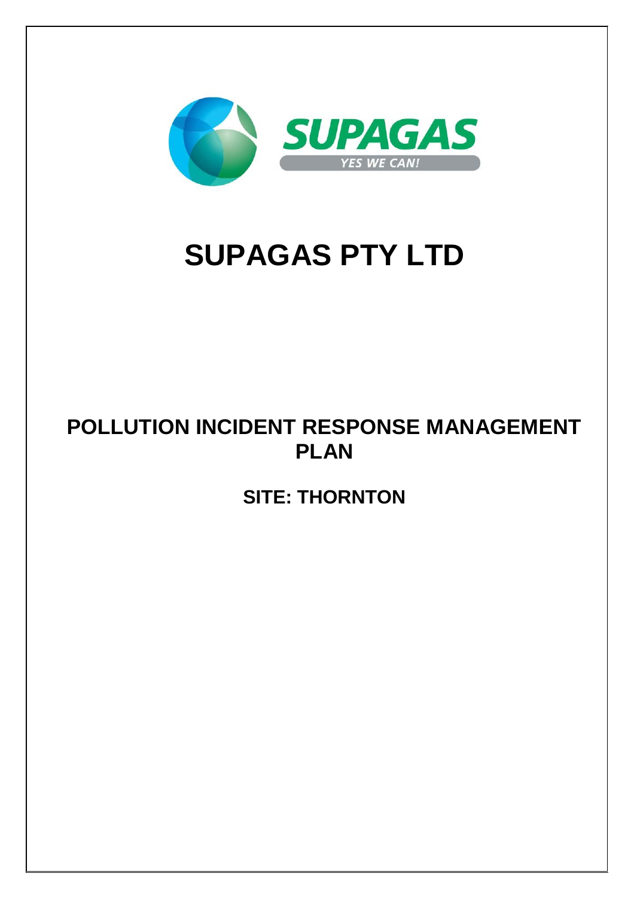SUPAGAS

YES WE CAN!

# SUPAGAS PTY LTD

## POLLUTION INCIDENT RESPONSE MANAGEMENT PLAN

### SITE: THORNTON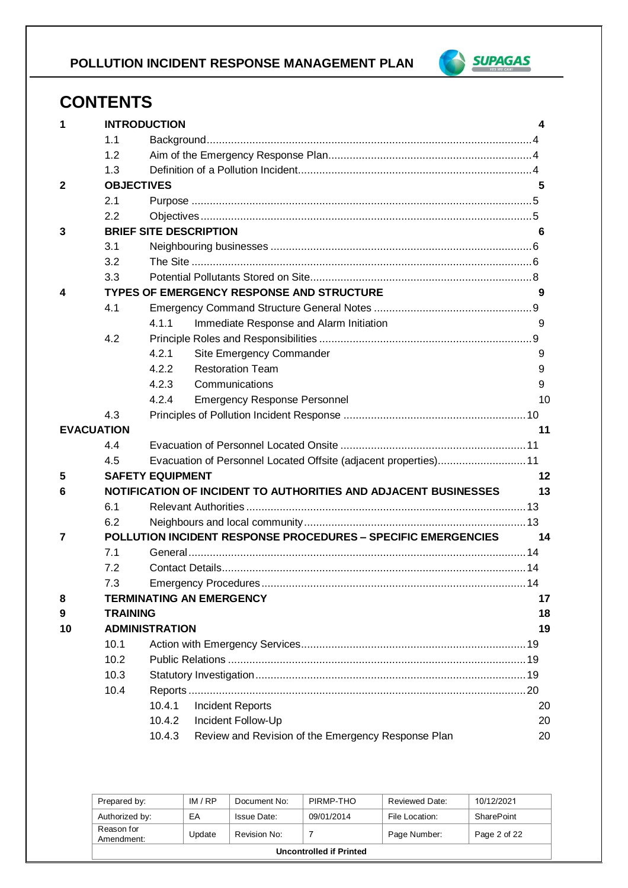# CONTENTS

| | | | |
|---|---|---|---|
| **1** | **INTRODUCTION** | | **4** |
| | 1.1 | Background | 4 |
| | 1.2 | Aim of the Emergency Response Plan | 4 |
| | 1.3 | Definition of a Pollution Incident | 4 |
| **2** | **OBJECTIVES** | | **5** |
| | 2.1 | Purpose | 5 |
| | 2.2 | Objectives | 5 |
| **3** | **BRIEF SITE DESCRIPTION** | | **6** |
| | 3.1 | Neighbouring businesses | 6 |
| | 3.2 | The Site | 6 |
| | 3.3 | Potential Pollutants Stored on Site | 8 |
| **4** | **TYPES OF EMERGENCY RESPONSE AND STRUCTURE** | | **9** |
| | 4.1 | Emergency Command Structure General Notes | 9 |
| | | 4.1.1 Immediate Response and Alarm Initiation | 9 |
| | 4.2 | Principle Roles and Responsibilities | 9 |
| | | 4.2.1 Site Emergency Commander | 9 |
| | | 4.2.2 Restoration Team | 9 |
| | | 4.2.3 Communications | 9 |
| | | 4.2.4 Emergency Response Personnel | 10 |
| | 4.3 | Principles of Pollution Incident Response | 10 |
| **EVACUATION** | | | **11** |
| | 4.4 | Evacuation of Personnel Located Onsite | 11 |
| | 4.5 | Evacuation of Personnel Located Offsite (adjacent properties) | 11 |
| **5** | **SAFETY EQUIPMENT** | | **12** |
| **6** | **NOTIFICATION OF INCIDENT TO AUTHORITIES AND ADJACENT BUSINESSES** | | **13** |
| | 6.1 | Relevant Authorities | 13 |
| | 6.2 | Neighbours and local community | 13 |
| **7** | **POLLUTION INCIDENT RESPONSE PROCEDURES – SPECIFIC EMERGENCIES** | | **14** |
| | 7.1 | General | 14 |
| | 7.2 | Contact Details | 14 |
| | 7.3 | Emergency Procedures | 14 |
| **8** | **TERMINATING AN EMERGENCY** | | **17** |
| **9** | **TRAINING** | | **18** |
| **10** | **ADMINISTRATION** | | **19** |
| | 10.1 | Action with Emergency Services | 19 |
| | 10.2 | Public Relations | 19 |
| | 10.3 | Statutory Investigation | 19 |
| | 10.4 | Reports | 20 |
| | | 10.4.1 Incident Reports | 20 |
| | | 10.4.2 Incident Follow-Up | 20 |
| | | 10.4.3 Review and Revision of the Emergency Response Plan | 20 |

| Prepared by: | IM / RP | Document No: | PIRMP-THO | Reviewed Date: | 10/12/2021 |
|---|---|---|---|---|---|
| Authorized by: | EA | Issue Date: | 09/01/2014 | File Location: | SharePoint |
| Reason for Amendment: | Update | Revision No: | 7 | Page Number: | Page 2 of 22 |

**Uncontrolled if Printed**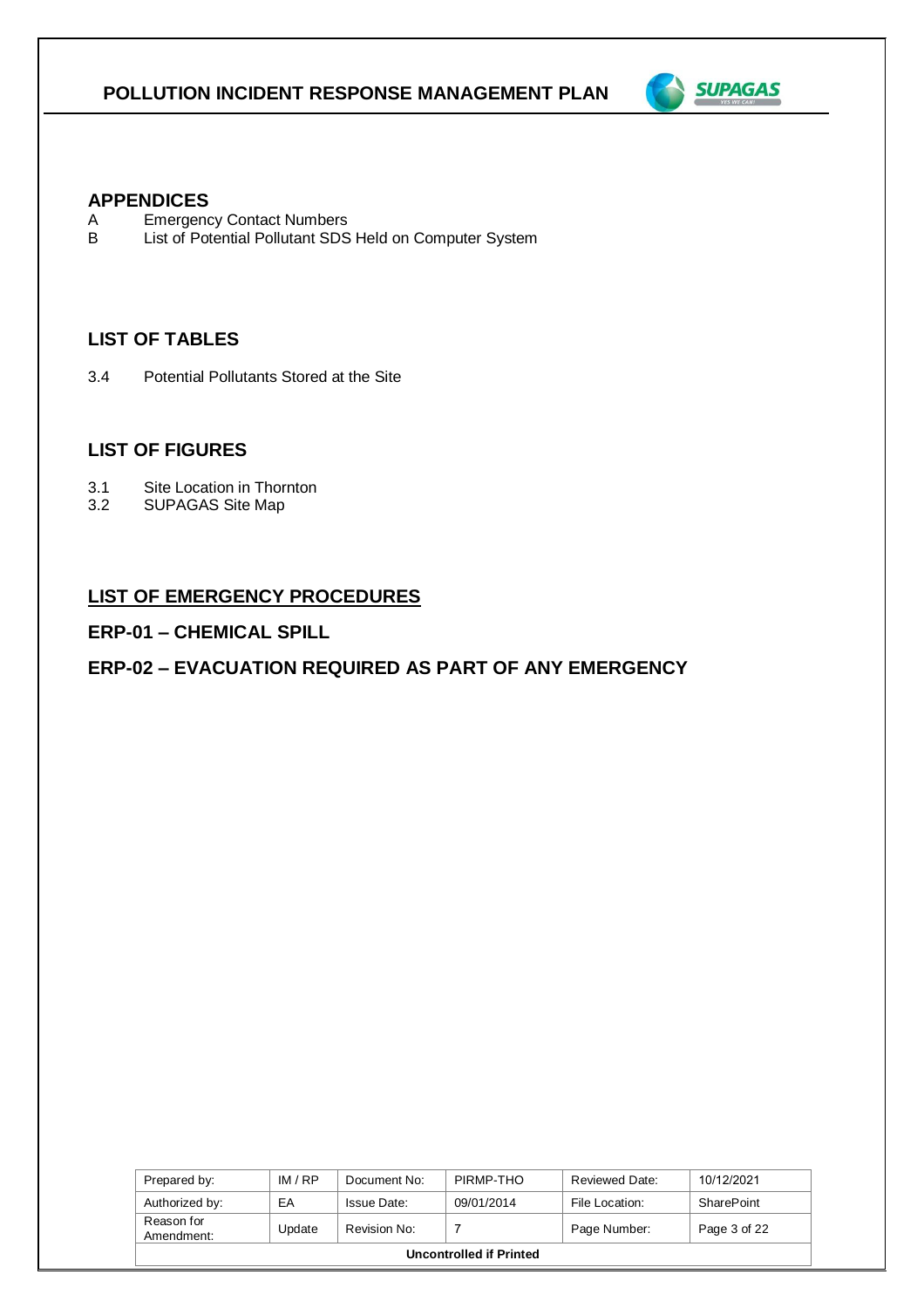## APPENDICES

A Emergency Contact Numbers
B List of Potential Pollutant SDS Held on Computer System

## LIST OF TABLES

3.4 Potential Pollutants Stored at the Site

## LIST OF FIGURES

3.1 Site Location in Thornton
3.2 SUPAGAS Site Map

## LIST OF EMERGENCY PROCEDURES

### ERP-01 – CHEMICAL SPILL

### ERP-02 – EVACUATION REQUIRED AS PART OF ANY EMERGENCY

| Prepared by: | IM / RP | Document No: | PIRMP-THO | Reviewed Date: | 10/12/2021 |
|---|---|---|---|---|---|
| Authorized by: | EA | Issue Date: | 09/01/2014 | File Location: | SharePoint |
| Reason for Amendment: | Update | Revision No: | 7 | Page Number: | Page 3 of 22 |

**Uncontrolled if Printed**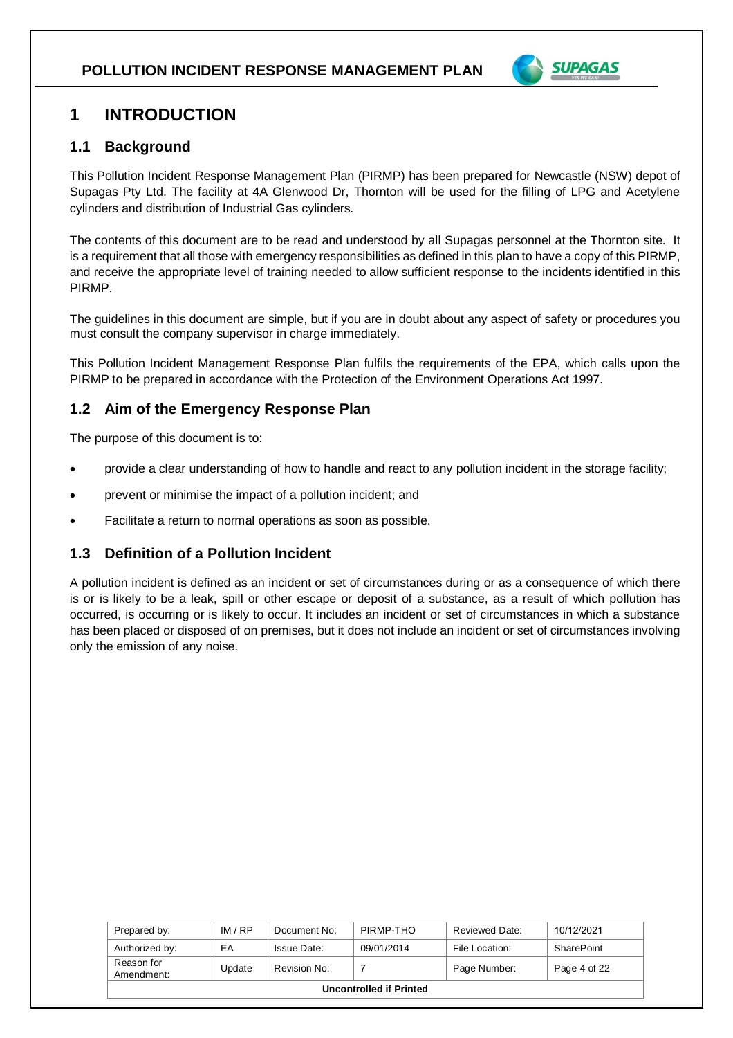# 1 INTRODUCTION

## 1.1 Background

This Pollution Incident Response Management Plan (PIRMP) has been prepared for Newcastle (NSW) depot of Supagas Pty Ltd. The facility at 4A Glenwood Dr, Thornton will be used for the filling of LPG and Acetylene cylinders and distribution of Industrial Gas cylinders.

The contents of this document are to be read and understood by all Supagas personnel at the Thornton site. It is a requirement that all those with emergency responsibilities as defined in this plan to have a copy of this PIRMP, and receive the appropriate level of training needed to allow sufficient response to the incidents identified in this PIRMP.

The guidelines in this document are simple, but if you are in doubt about any aspect of safety or procedures you must consult the company supervisor in charge immediately.

This Pollution Incident Management Response Plan fulfils the requirements of the EPA, which calls upon the PIRMP to be prepared in accordance with the Protection of the Environment Operations Act 1997.

## 1.2 Aim of the Emergency Response Plan

The purpose of this document is to:

- provide a clear understanding of how to handle and react to any pollution incident in the storage facility;
- prevent or minimise the impact of a pollution incident; and
- Facilitate a return to normal operations as soon as possible.

## 1.3 Definition of a Pollution Incident

A pollution incident is defined as an incident or set of circumstances during or as a consequence of which there is or is likely to be a leak, spill or other escape or deposit of a substance, as a result of which pollution has occurred, is occurring or is likely to occur. It includes an incident or set of circumstances in which a substance has been placed or disposed of on premises, but it does not include an incident or set of circumstances involving only the emission of any noise.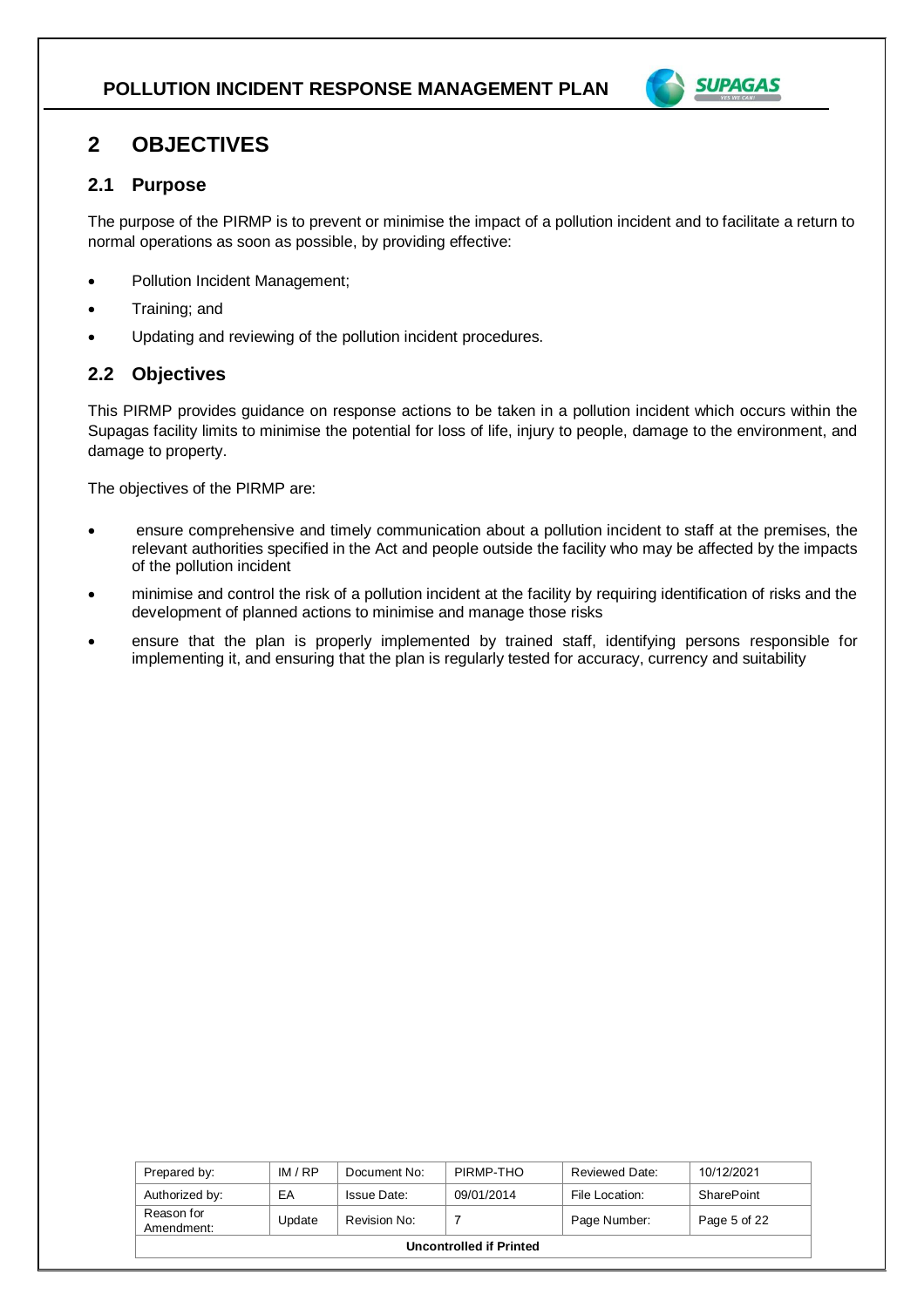# 2 OBJECTIVES

## 2.1 Purpose

The purpose of the PIRMP is to prevent or minimise the impact of a pollution incident and to facilitate a return to normal operations as soon as possible, by providing effective:

- Pollution Incident Management;
- Training; and
- Updating and reviewing of the pollution incident procedures.

## 2.2 Objectives

This PIRMP provides guidance on response actions to be taken in a pollution incident which occurs within the Supagas facility limits to minimise the potential for loss of life, injury to people, damage to the environment, and damage to property.

The objectives of the PIRMP are:

- ensure comprehensive and timely communication about a pollution incident to staff at the premises, the relevant authorities specified in the Act and people outside the facility who may be affected by the impacts of the pollution incident
- minimise and control the risk of a pollution incident at the facility by requiring identification of risks and the development of planned actions to minimise and manage those risks
- ensure that the plan is properly implemented by trained staff, identifying persons responsible for implementing it, and ensuring that the plan is regularly tested for accuracy, currency and suitability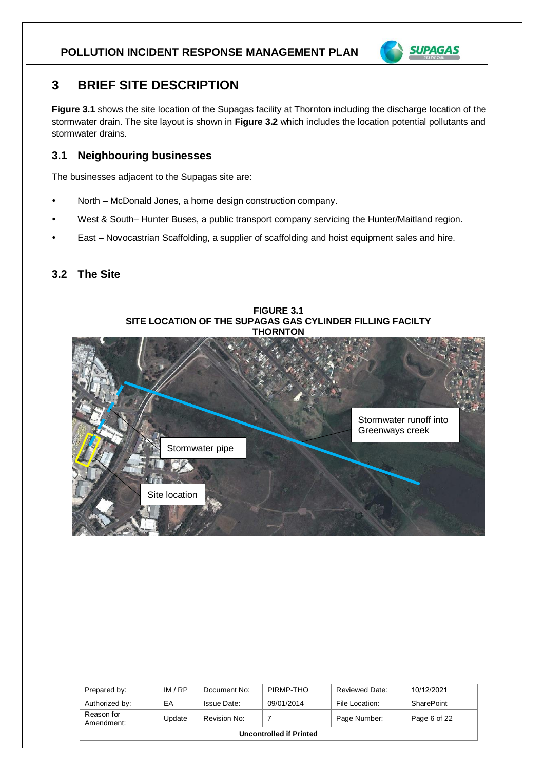# 3 BRIEF SITE DESCRIPTION

**Figure 3.1** shows the site location of the Supagas facility at Thornton including the discharge location of the stormwater drain. The site layout is shown in **Figure 3.2** which includes the location potential pollutants and stormwater drains.

## 3.1 Neighbouring businesses

The businesses adjacent to the Supagas site are:

- North – McDonald Jones, a home design construction company.
- West & South– Hunter Buses, a public transport company servicing the Hunter/Maitland region.
- East – Novocastrian Scaffolding, a supplier of scaffolding and hoist equipment sales and hire.

## 3.2 The Site

**FIGURE 3.1**
**SITE LOCATION OF THE SUPAGAS GAS CYLINDER FILLING FACILTY THORNTON**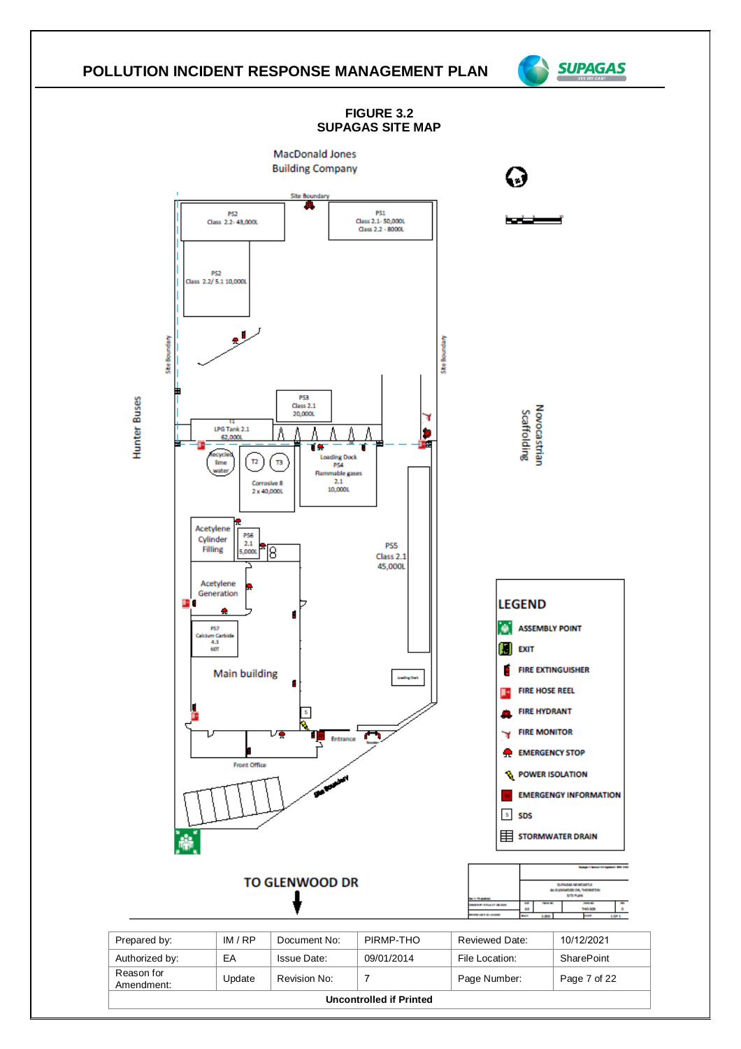# POLLUTION INCIDENT RESPONSE MANAGEMENT PLAN

**FIGURE 3.2**
**SUPAGAS SITE MAP**

MacDonald Jones Building Company

Site Boundary

PS2 Class 2.2- 43,000L

PS1 Class 2.1- 50,000L Class 2.2 - 8000L

PS2 Class 2.2/ 5.1 10,000L

Hunter Buses

Site Boundary

PS3 Class 2.1 20,000L

T1 LPG Tank 2.1 62,000L

Recycled lime water

T2 T3

Corrosive 8 2 x 40,000L

Loading Dock PS4 Flammable gases 2.1 10,000L

Novocastrian Scaffolding

Acetylene Cylinder Filling

PS6 2.1 5,000L

PS5 Class 2.1 45,000L

Acetylene Generation

PS7 Calcium Carbide 4.3 60T

Main building

Loading Dock

Entrance

Front Office

Site Boundary

TO GLENWOOD DR

**LEGEND**

- ASSEMBLY POINT
- EXIT
- FIRE EXTINGUISHER
- FIRE HOSE REEL
- FIRE HYDRANT
- FIRE MONITOR
- EMERGENCY STOP
- POWER ISOLATION
- EMERGENGY INFORMATION
- SDS
- STORMWATER DRAIN

| Prepared by: | IM / RP | Document No: | PIRMP-THO | Reviewed Date: | 10/12/2021 |
|---|---|---|---|---|---|
| Authorized by: | EA | Issue Date: | 09/01/2014 | File Location: | SharePoint |
| Reason for Amendment: | Update | Revision No: | 7 | Page Number: | Page 7 of 22 |

**Uncontrolled if Printed**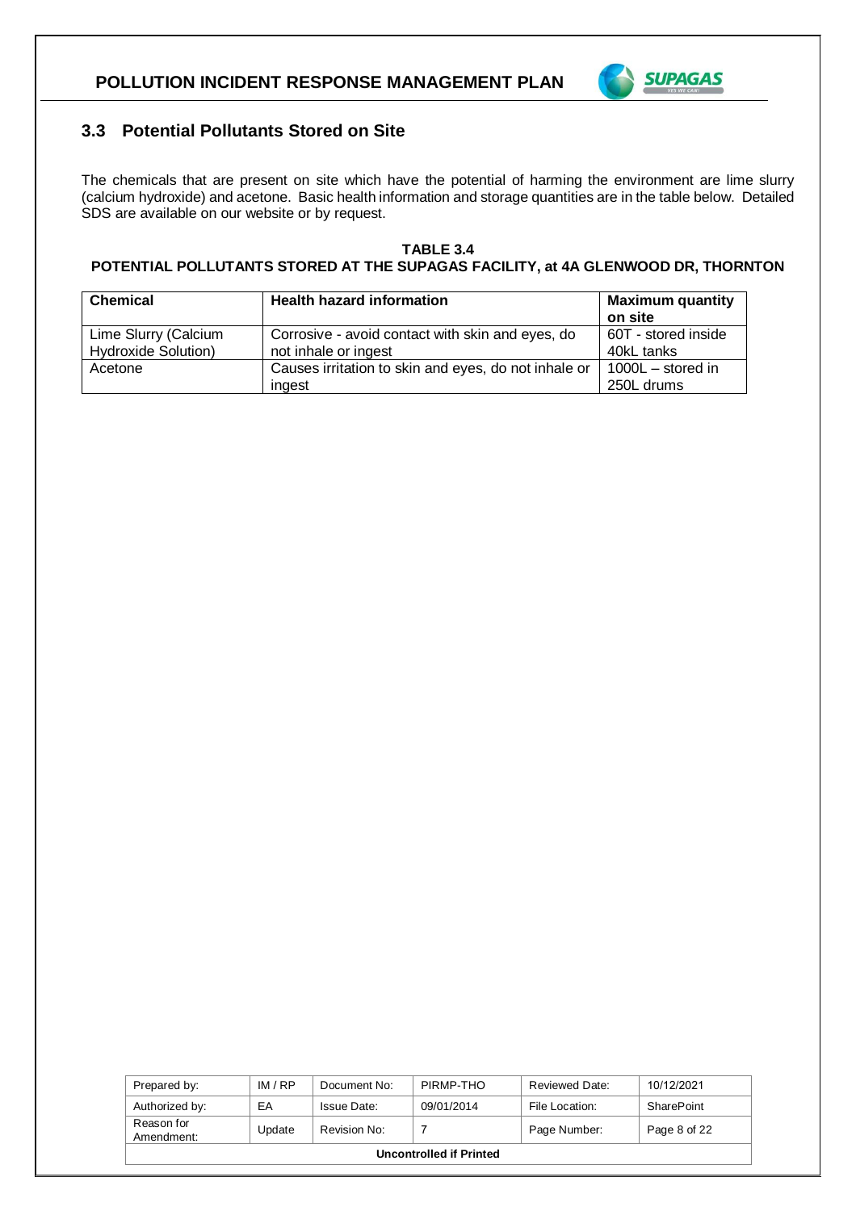## 3.3 Potential Pollutants Stored on Site

The chemicals that are present on site which have the potential of harming the environment are lime slurry (calcium hydroxide) and acetone. Basic health information and storage quantities are in the table below. Detailed SDS are available on our website or by request.

**TABLE 3.4**
**POTENTIAL POLLUTANTS STORED AT THE SUPAGAS FACILITY, at 4A GLENWOOD DR, THORNTON**

| Chemical | Health hazard information | Maximum quantity on site |
|---|---|---|
| Lime Slurry (Calcium Hydroxide Solution) | Corrosive - avoid contact with skin and eyes, do not inhale or ingest | 60T - stored inside 40kL tanks |
| Acetone | Causes irritation to skin and eyes, do not inhale or ingest | 1000L – stored in 250L drums |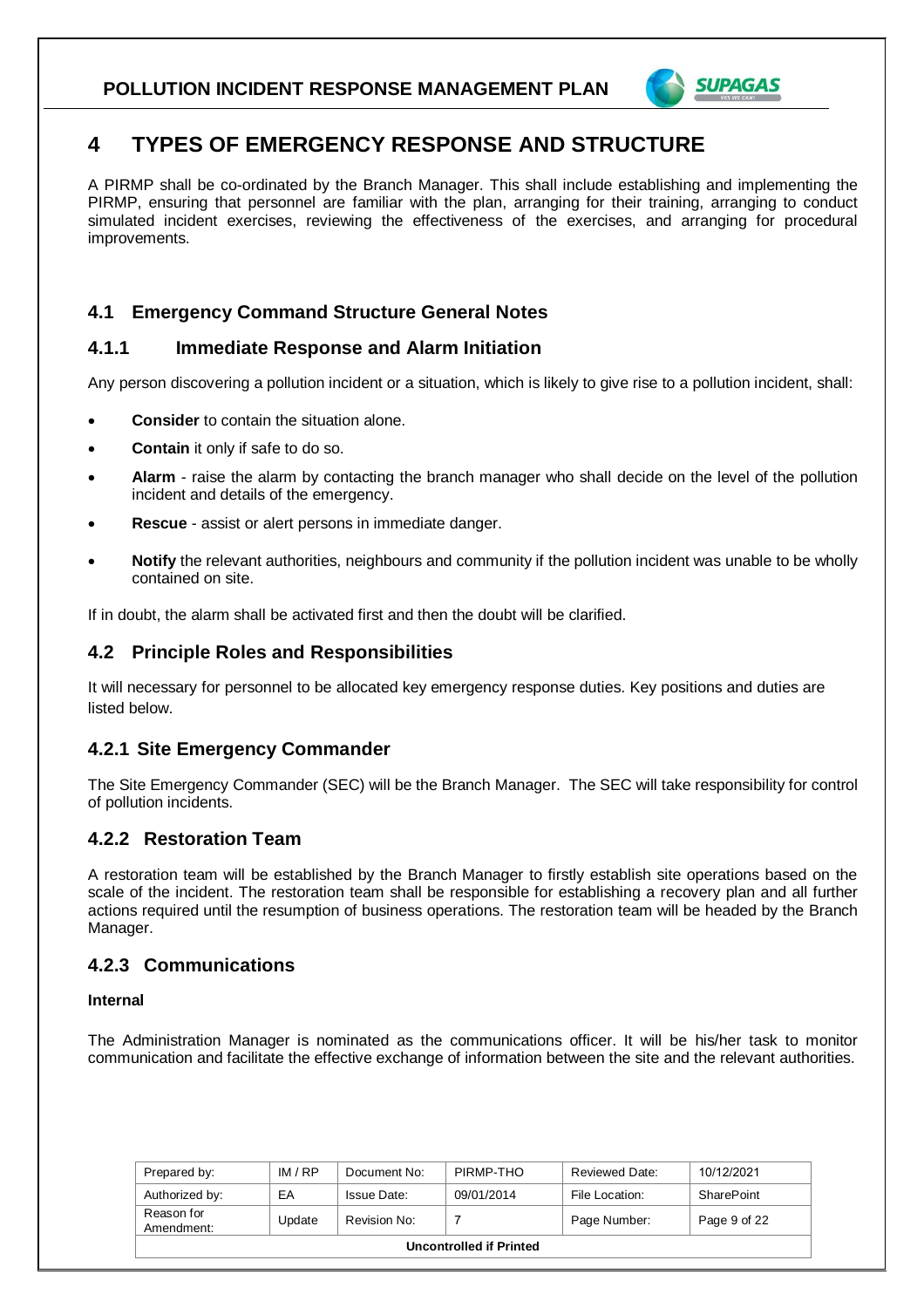# 4 TYPES OF EMERGENCY RESPONSE AND STRUCTURE

A PIRMP shall be co-ordinated by the Branch Manager. This shall include establishing and implementing the PIRMP, ensuring that personnel are familiar with the plan, arranging for their training, arranging to conduct simulated incident exercises, reviewing the effectiveness of the exercises, and arranging for procedural improvements.

## 4.1 Emergency Command Structure General Notes

### 4.1.1 Immediate Response and Alarm Initiation

Any person discovering a pollution incident or a situation, which is likely to give rise to a pollution incident, shall:

- **Consider** to contain the situation alone.
- **Contain** it only if safe to do so.
- **Alarm** - raise the alarm by contacting the branch manager who shall decide on the level of the pollution incident and details of the emergency.
- **Rescue** - assist or alert persons in immediate danger.
- **Notify** the relevant authorities, neighbours and community if the pollution incident was unable to be wholly contained on site.

If in doubt, the alarm shall be activated first and then the doubt will be clarified.

## 4.2 Principle Roles and Responsibilities

It will necessary for personnel to be allocated key emergency response duties. Key positions and duties are listed below.

### 4.2.1 Site Emergency Commander

The Site Emergency Commander (SEC) will be the Branch Manager. The SEC will take responsibility for control of pollution incidents.

### 4.2.2 Restoration Team

A restoration team will be established by the Branch Manager to firstly establish site operations based on the scale of the incident. The restoration team shall be responsible for establishing a recovery plan and all further actions required until the resumption of business operations. The restoration team will be headed by the Branch Manager.

### 4.2.3 Communications

**Internal**

The Administration Manager is nominated as the communications officer. It will be his/her task to monitor communication and facilitate the effective exchange of information between the site and the relevant authorities.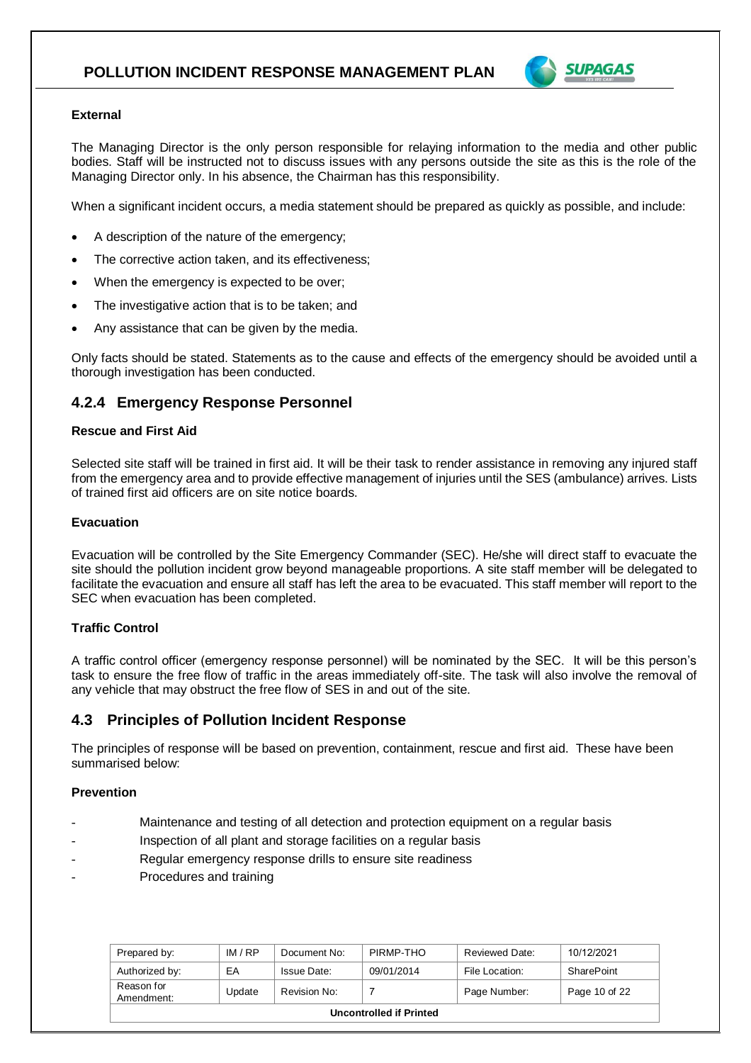#### External

The Managing Director is the only person responsible for relaying information to the media and other public bodies. Staff will be instructed not to discuss issues with any persons outside the site as this is the role of the Managing Director only. In his absence, the Chairman has this responsibility.

When a significant incident occurs, a media statement should be prepared as quickly as possible, and include:

- A description of the nature of the emergency;
- The corrective action taken, and its effectiveness;
- When the emergency is expected to be over;
- The investigative action that is to be taken; and
- Any assistance that can be given by the media.

Only facts should be stated. Statements as to the cause and effects of the emergency should be avoided until a thorough investigation has been conducted.

### 4.2.4 Emergency Response Personnel

#### Rescue and First Aid

Selected site staff will be trained in first aid. It will be their task to render assistance in removing any injured staff from the emergency area and to provide effective management of injuries until the SES (ambulance) arrives. Lists of trained first aid officers are on site notice boards.

#### Evacuation

Evacuation will be controlled by the Site Emergency Commander (SEC). He/she will direct staff to evacuate the site should the pollution incident grow beyond manageable proportions. A site staff member will be delegated to facilitate the evacuation and ensure all staff has left the area to be evacuated. This staff member will report to the SEC when evacuation has been completed.

#### Traffic Control

A traffic control officer (emergency response personnel) will be nominated by the SEC. It will be this person's task to ensure the free flow of traffic in the areas immediately off-site. The task will also involve the removal of any vehicle that may obstruct the free flow of SES in and out of the site.

## 4.3 Principles of Pollution Incident Response

The principles of response will be based on prevention, containment, rescue and first aid. These have been summarised below:

#### Prevention

- Maintenance and testing of all detection and protection equipment on a regular basis
- Inspection of all plant and storage facilities on a regular basis
- Regular emergency response drills to ensure site readiness
- Procedures and training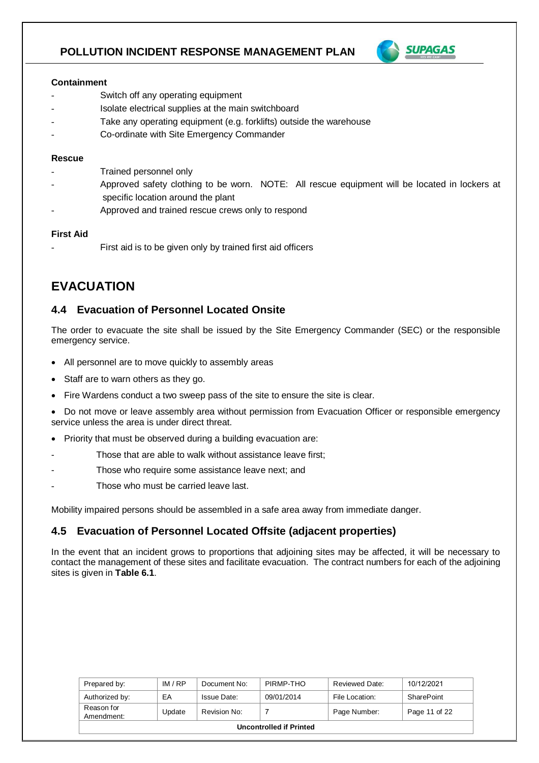**Containment**

- Switch off any operating equipment
- Isolate electrical supplies at the main switchboard
- Take any operating equipment (e.g. forklifts) outside the warehouse
- Co-ordinate with Site Emergency Commander

**Rescue**

- Trained personnel only
- Approved safety clothing to be worn. NOTE: All rescue equipment will be located in lockers at specific location around the plant
- Approved and trained rescue crews only to respond

**First Aid**

- First aid is to be given only by trained first aid officers

# EVACUATION

## 4.4 Evacuation of Personnel Located Onsite

The order to evacuate the site shall be issued by the Site Emergency Commander (SEC) or the responsible emergency service.

- All personnel are to move quickly to assembly areas
- Staff are to warn others as they go.
- Fire Wardens conduct a two sweep pass of the site to ensure the site is clear.
- Do not move or leave assembly area without permission from Evacuation Officer or responsible emergency service unless the area is under direct threat.
- Priority that must be observed during a building evacuation are:
  - Those that are able to walk without assistance leave first;
  - Those who require some assistance leave next; and
  - Those who must be carried leave last.

Mobility impaired persons should be assembled in a safe area away from immediate danger.

## 4.5 Evacuation of Personnel Located Offsite (adjacent properties)

In the event that an incident grows to proportions that adjoining sites may be affected, it will be necessary to contact the management of these sites and facilitate evacuation. The contract numbers for each of the adjoining sites is given in **Table 6.1**.

| Prepared by: | IM / RP | Document No: | PIRMP-THO | Reviewed Date: | 10/12/2021 |
|---|---|---|---|---|---|
| Authorized by: | EA | Issue Date: | 09/01/2014 | File Location: | SharePoint |
| Reason for Amendment: | Update | Revision No: | 7 | Page Number: | Page 11 of 22 |
| **Uncontrolled if Printed** | | | | | |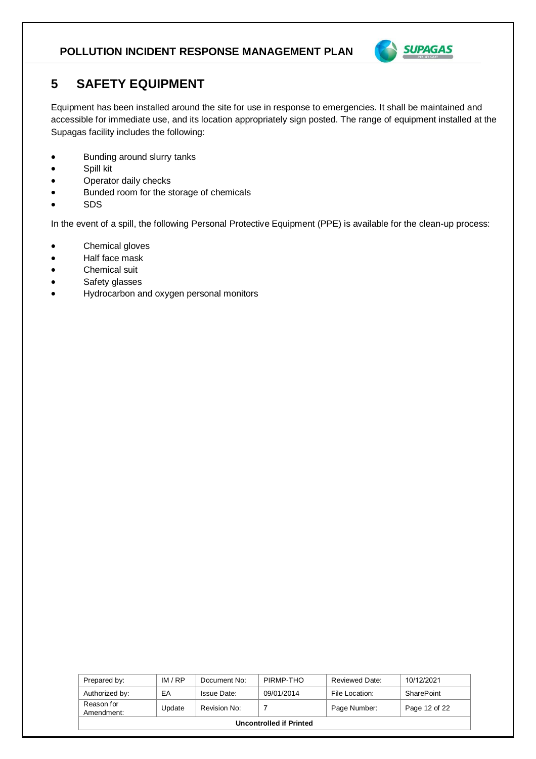# 5 SAFETY EQUIPMENT

Equipment has been installed around the site for use in response to emergencies. It shall be maintained and accessible for immediate use, and its location appropriately sign posted. The range of equipment installed at the Supagas facility includes the following:

- Bunding around slurry tanks
- Spill kit
- Operator daily checks
- Bunded room for the storage of chemicals
- SDS

In the event of a spill, the following Personal Protective Equipment (PPE) is available for the clean-up process:

- Chemical gloves
- Half face mask
- Chemical suit
- Safety glasses
- Hydrocarbon and oxygen personal monitors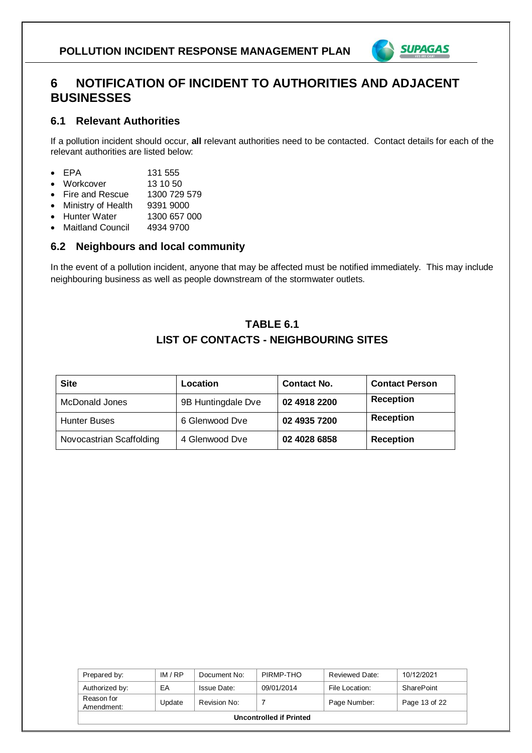# 6 NOTIFICATION OF INCIDENT TO AUTHORITIES AND ADJACENT BUSINESSES

## 6.1 Relevant Authorities

If a pollution incident should occur, **all** relevant authorities need to be contacted. Contact details for each of the relevant authorities are listed below:

- EPA 131 555
- Workcover 13 10 50
- Fire and Rescue 1300 729 579
- Ministry of Health 9391 9000
- Hunter Water 1300 657 000
- Maitland Council 4934 9700

## 6.2 Neighbours and local community

In the event of a pollution incident, anyone that may be affected must be notified immediately. This may include neighbouring business as well as people downstream of the stormwater outlets.

**TABLE 6.1**
**LIST OF CONTACTS - NEIGHBOURING SITES**

| Site | Location | Contact No. | Contact Person |
|---|---|---|---|
| McDonald Jones | 9B Huntingdale Dve | **02 4918 2200** | **Reception** |
| Hunter Buses | 6 Glenwood Dve | **02 4935 7200** | **Reception** |
| Novocastrian Scaffolding | 4 Glenwood Dve | **02 4028 6858** | **Reception** |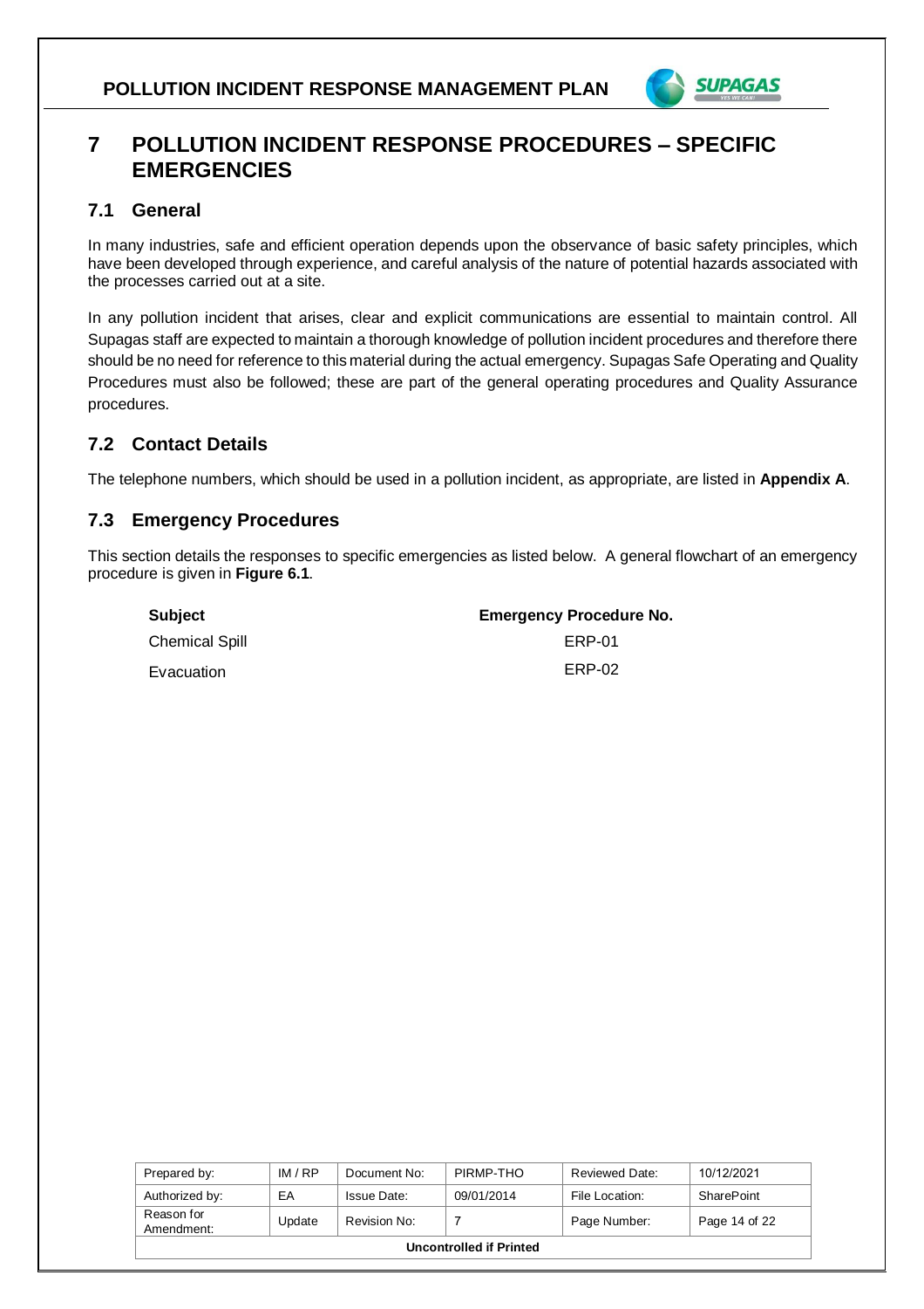# 7 POLLUTION INCIDENT RESPONSE PROCEDURES – SPECIFIC EMERGENCIES

## 7.1 General

In many industries, safe and efficient operation depends upon the observance of basic safety principles, which have been developed through experience, and careful analysis of the nature of potential hazards associated with the processes carried out at a site.

In any pollution incident that arises, clear and explicit communications are essential to maintain control. All Supagas staff are expected to maintain a thorough knowledge of pollution incident procedures and therefore there should be no need for reference to this material during the actual emergency. Supagas Safe Operating and Quality Procedures must also be followed; these are part of the general operating procedures and Quality Assurance procedures.

## 7.2 Contact Details

The telephone numbers, which should be used in a pollution incident, as appropriate, are listed in **Appendix A**.

## 7.3 Emergency Procedures

This section details the responses to specific emergencies as listed below. A general flowchart of an emergency procedure is given in **Figure 6.1**.

| **Subject** | **Emergency Procedure No.** |
|---|---|
| Chemical Spill | ERP-01 |
| Evacuation | ERP-02 |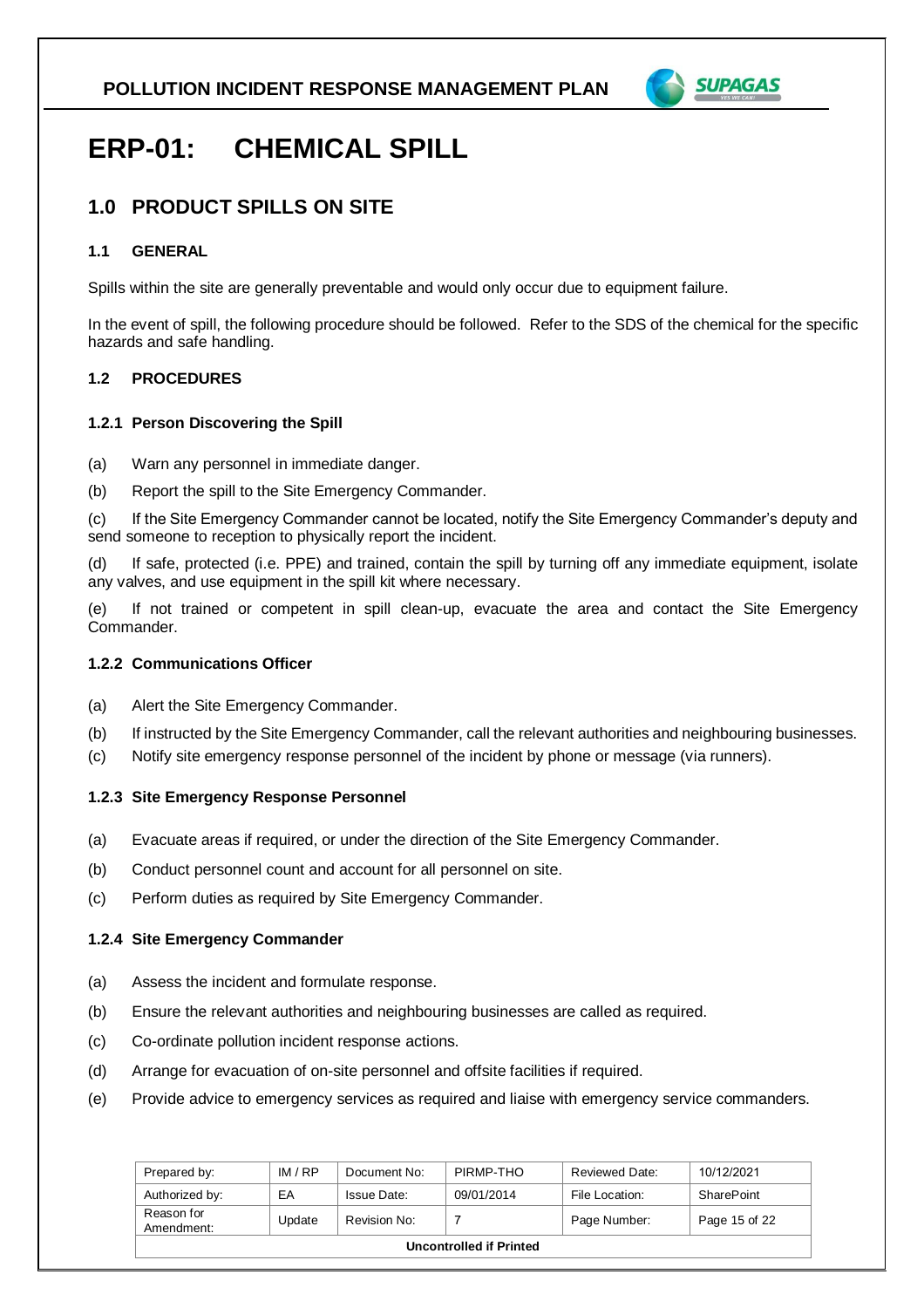# ERP-01: CHEMICAL SPILL

## 1.0 PRODUCT SPILLS ON SITE

### 1.1 GENERAL

Spills within the site are generally preventable and would only occur due to equipment failure.

In the event of spill, the following procedure should be followed. Refer to the SDS of the chemical for the specific hazards and safe handling.

### 1.2 PROCEDURES

#### 1.2.1 Person Discovering the Spill

(a) Warn any personnel in immediate danger.

(b) Report the spill to the Site Emergency Commander.

(c) If the Site Emergency Commander cannot be located, notify the Site Emergency Commander's deputy and send someone to reception to physically report the incident.

(d) If safe, protected (i.e. PPE) and trained, contain the spill by turning off any immediate equipment, isolate any valves, and use equipment in the spill kit where necessary.

(e) If not trained or competent in spill clean-up, evacuate the area and contact the Site Emergency Commander.

#### 1.2.2 Communications Officer

(a) Alert the Site Emergency Commander.

(b) If instructed by the Site Emergency Commander, call the relevant authorities and neighbouring businesses.

(c) Notify site emergency response personnel of the incident by phone or message (via runners).

#### 1.2.3 Site Emergency Response Personnel

(a) Evacuate areas if required, or under the direction of the Site Emergency Commander.

(b) Conduct personnel count and account for all personnel on site.

(c) Perform duties as required by Site Emergency Commander.

#### 1.2.4 Site Emergency Commander

(a) Assess the incident and formulate response.

(b) Ensure the relevant authorities and neighbouring businesses are called as required.

(c) Co-ordinate pollution incident response actions.

(d) Arrange for evacuation of on-site personnel and offsite facilities if required.

(e) Provide advice to emergency services as required and liaise with emergency service commanders.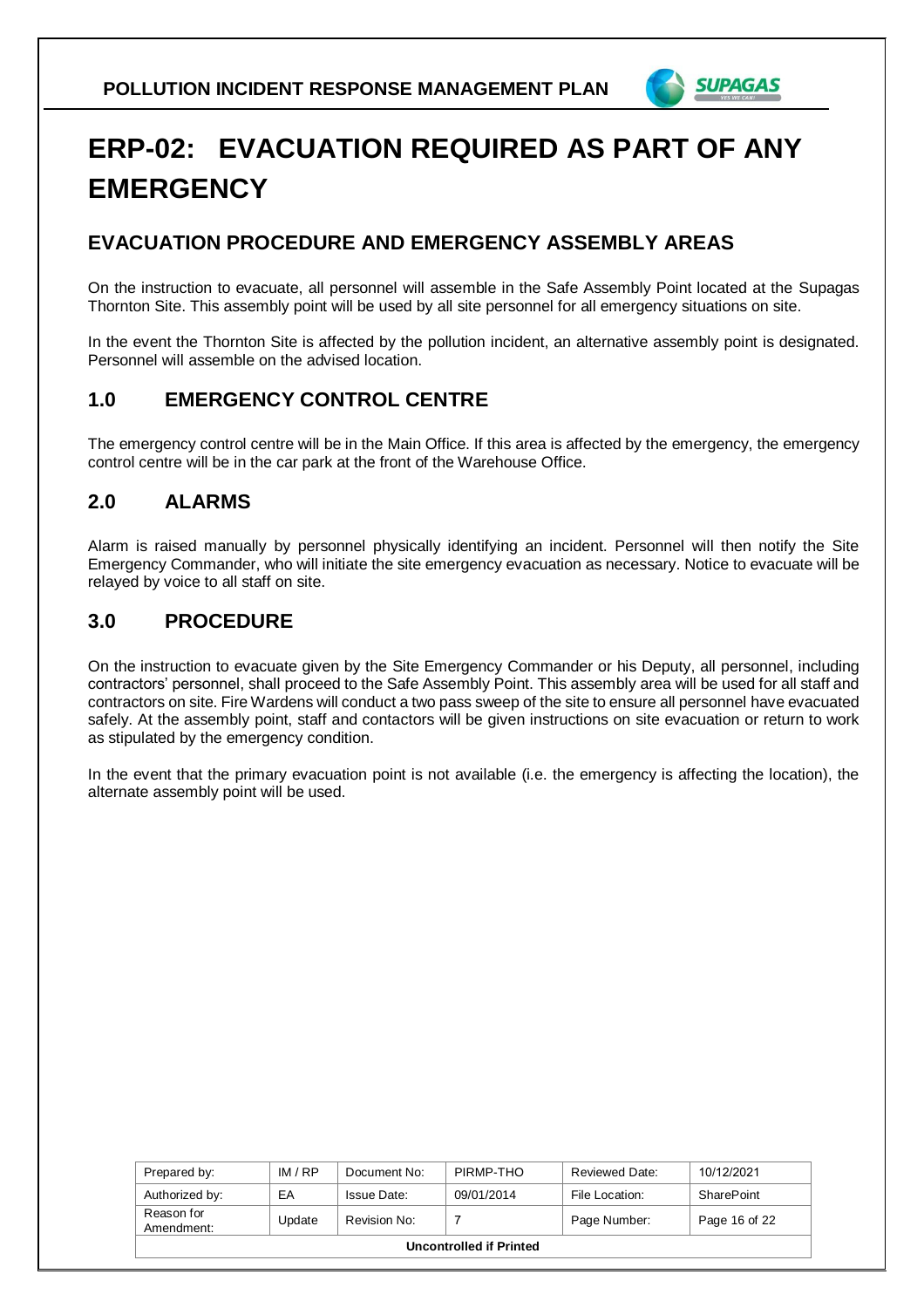# ERP-02: EVACUATION REQUIRED AS PART OF ANY EMERGENCY

## EVACUATION PROCEDURE AND EMERGENCY ASSEMBLY AREAS

On the instruction to evacuate, all personnel will assemble in the Safe Assembly Point located at the Supagas Thornton Site. This assembly point will be used by all site personnel for all emergency situations on site.

In the event the Thornton Site is affected by the pollution incident, an alternative assembly point is designated. Personnel will assemble on the advised location.

## 1.0 EMERGENCY CONTROL CENTRE

The emergency control centre will be in the Main Office. If this area is affected by the emergency, the emergency control centre will be in the car park at the front of the Warehouse Office.

## 2.0 ALARMS

Alarm is raised manually by personnel physically identifying an incident. Personnel will then notify the Site Emergency Commander, who will initiate the site emergency evacuation as necessary. Notice to evacuate will be relayed by voice to all staff on site.

## 3.0 PROCEDURE

On the instruction to evacuate given by the Site Emergency Commander or his Deputy, all personnel, including contractors' personnel, shall proceed to the Safe Assembly Point. This assembly area will be used for all staff and contractors on site. Fire Wardens will conduct a two pass sweep of the site to ensure all personnel have evacuated safely. At the assembly point, staff and contactors will be given instructions on site evacuation or return to work as stipulated by the emergency condition.

In the event that the primary evacuation point is not available (i.e. the emergency is affecting the location), the alternate assembly point will be used.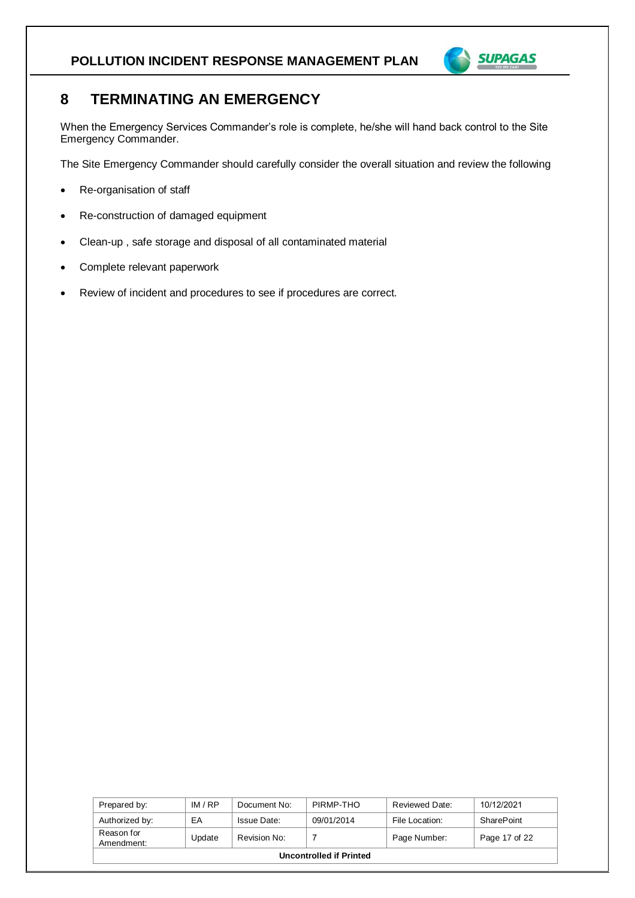# 8 TERMINATING AN EMERGENCY

When the Emergency Services Commander's role is complete, he/she will hand back control to the Site Emergency Commander.

The Site Emergency Commander should carefully consider the overall situation and review the following

- Re-organisation of staff
- Re-construction of damaged equipment
- Clean-up , safe storage and disposal of all contaminated material
- Complete relevant paperwork
- Review of incident and procedures to see if procedures are correct.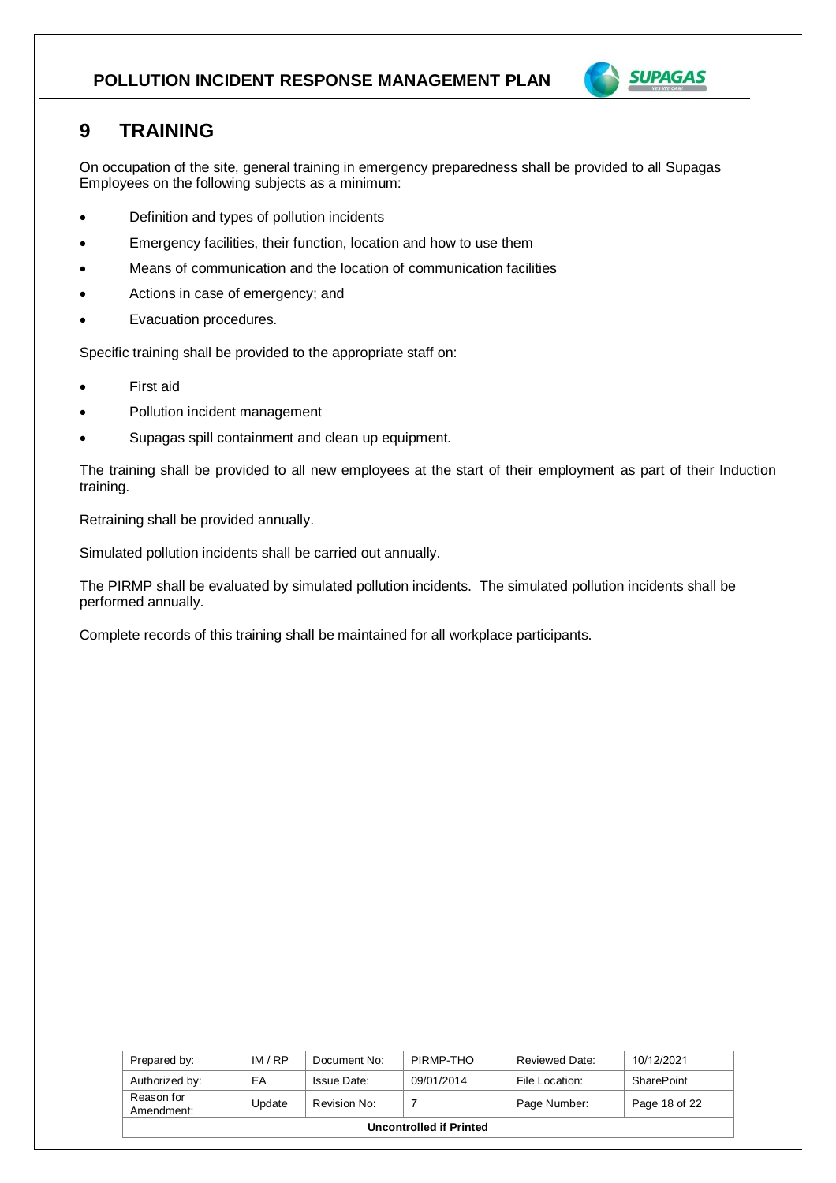# 9 TRAINING

On occupation of the site, general training in emergency preparedness shall be provided to all Supagas Employees on the following subjects as a minimum:

- Definition and types of pollution incidents
- Emergency facilities, their function, location and how to use them
- Means of communication and the location of communication facilities
- Actions in case of emergency; and
- Evacuation procedures.

Specific training shall be provided to the appropriate staff on:

- First aid
- Pollution incident management
- Supagas spill containment and clean up equipment.

The training shall be provided to all new employees at the start of their employment as part of their Induction training.

Retraining shall be provided annually.

Simulated pollution incidents shall be carried out annually.

The PIRMP shall be evaluated by simulated pollution incidents. The simulated pollution incidents shall be performed annually.

Complete records of this training shall be maintained for all workplace participants.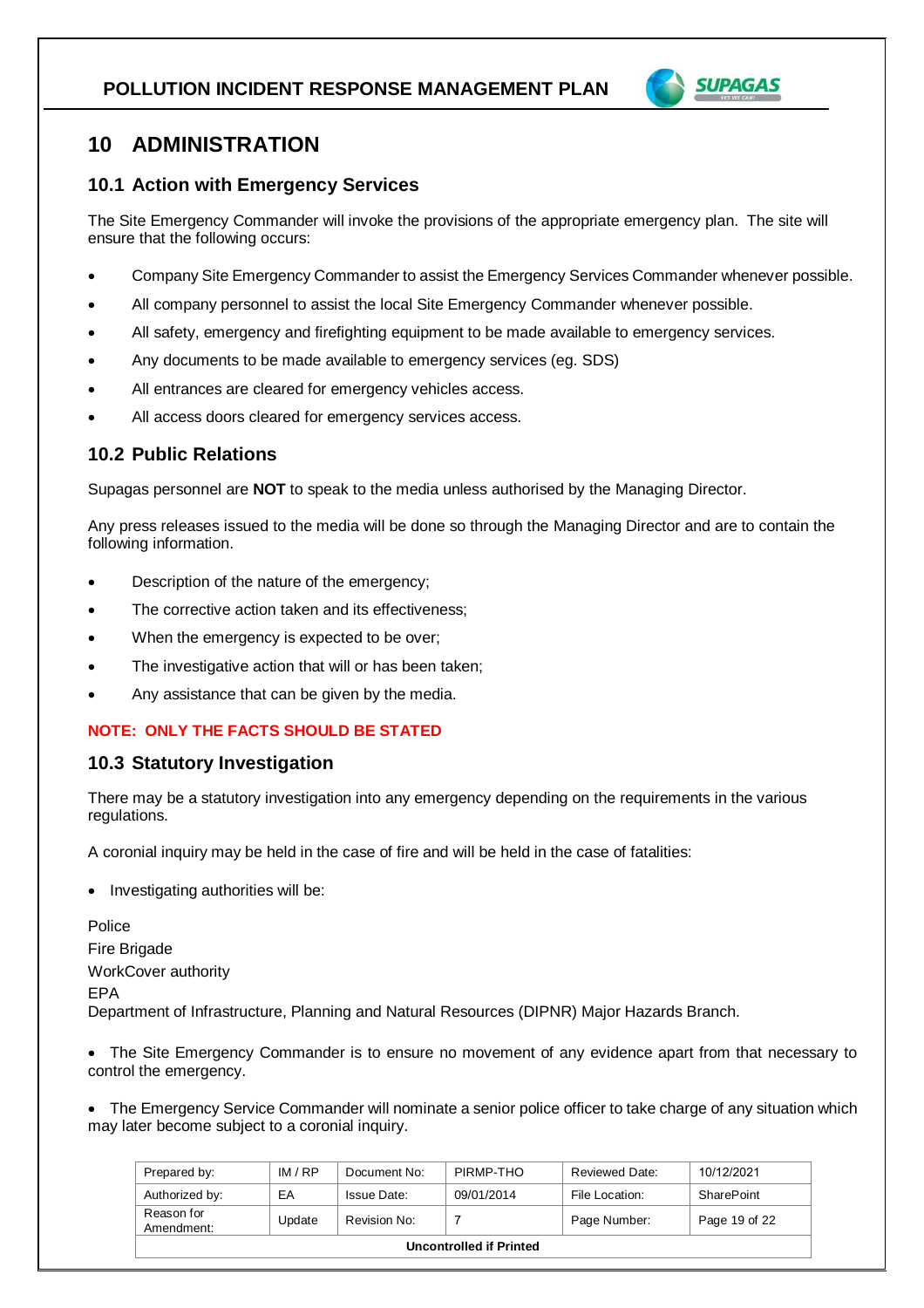# 10 ADMINISTRATION

## 10.1 Action with Emergency Services

The Site Emergency Commander will invoke the provisions of the appropriate emergency plan. The site will ensure that the following occurs:

- Company Site Emergency Commander to assist the Emergency Services Commander whenever possible.
- All company personnel to assist the local Site Emergency Commander whenever possible.
- All safety, emergency and firefighting equipment to be made available to emergency services.
- Any documents to be made available to emergency services (eg. SDS)
- All entrances are cleared for emergency vehicles access.
- All access doors cleared for emergency services access.

## 10.2 Public Relations

Supagas personnel are **NOT** to speak to the media unless authorised by the Managing Director.

Any press releases issued to the media will be done so through the Managing Director and are to contain the following information.

- Description of the nature of the emergency;
- The corrective action taken and its effectiveness;
- When the emergency is expected to be over;
- The investigative action that will or has been taken;
- Any assistance that can be given by the media.

**NOTE: ONLY THE FACTS SHOULD BE STATED**

## 10.3 Statutory Investigation

There may be a statutory investigation into any emergency depending on the requirements in the various regulations.

A coronial inquiry may be held in the case of fire and will be held in the case of fatalities:

- Investigating authorities will be:

Police
Fire Brigade
WorkCover authority
EPA
Department of Infrastructure, Planning and Natural Resources (DIPNR) Major Hazards Branch.

- The Site Emergency Commander is to ensure no movement of any evidence apart from that necessary to control the emergency.

- The Emergency Service Commander will nominate a senior police officer to take charge of any situation which may later become subject to a coronial inquiry.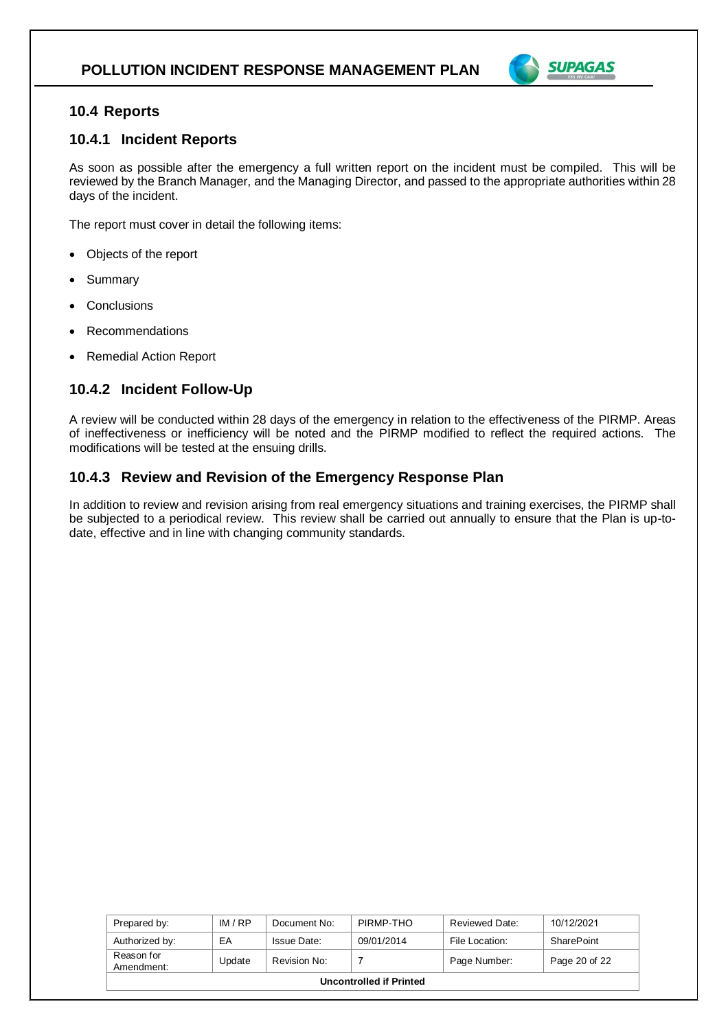## 10.4 Reports

### 10.4.1 Incident Reports

As soon as possible after the emergency a full written report on the incident must be compiled. This will be reviewed by the Branch Manager, and the Managing Director, and passed to the appropriate authorities within 28 days of the incident.

The report must cover in detail the following items:

- Objects of the report
- Summary
- Conclusions
- Recommendations
- Remedial Action Report

### 10.4.2 Incident Follow-Up

A review will be conducted within 28 days of the emergency in relation to the effectiveness of the PIRMP. Areas of ineffectiveness or inefficiency will be noted and the PIRMP modified to reflect the required actions. The modifications will be tested at the ensuing drills.

### 10.4.3 Review and Revision of the Emergency Response Plan

In addition to review and revision arising from real emergency situations and training exercises, the PIRMP shall be subjected to a periodical review. This review shall be carried out annually to ensure that the Plan is up-to-date, effective and in line with changing community standards.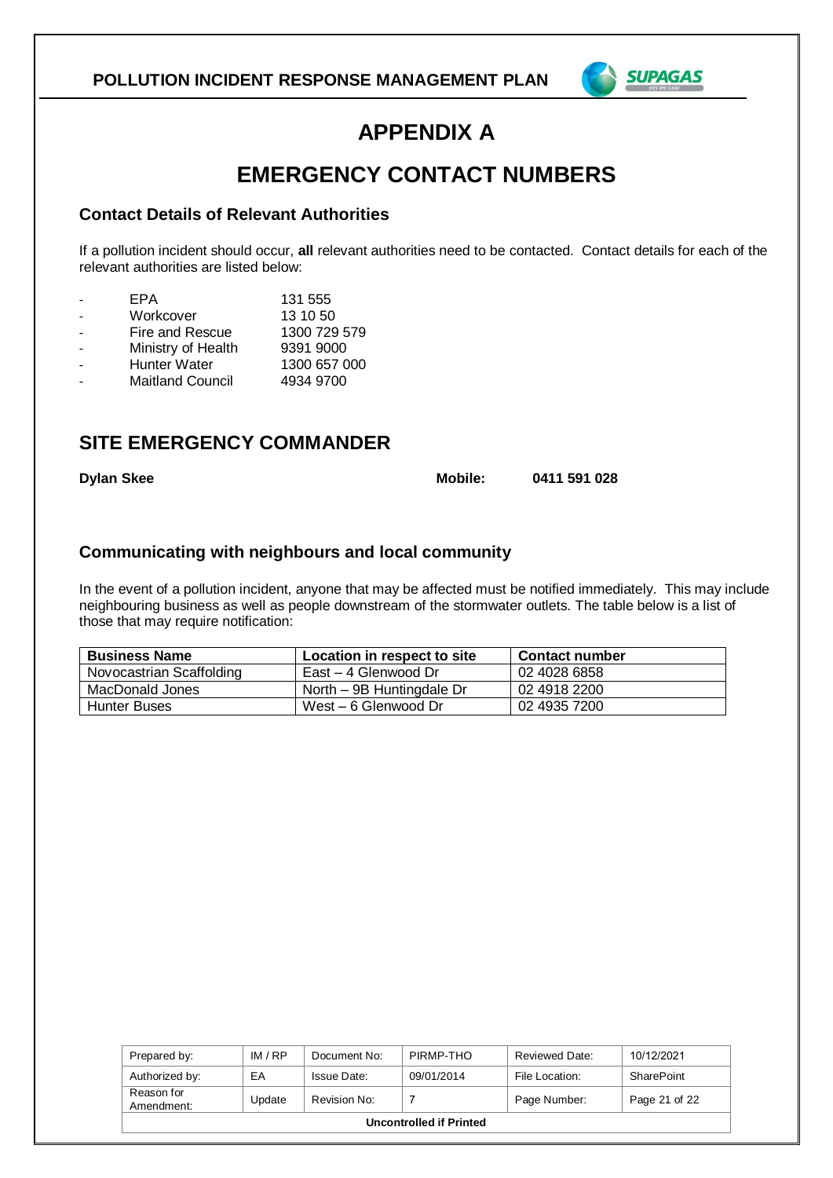# APPENDIX A

# EMERGENCY CONTACT NUMBERS

### Contact Details of Relevant Authorities

If a pollution incident should occur, **all** relevant authorities need to be contacted. Contact details for each of the relevant authorities are listed below:

- EPA 131 555
- Workcover 13 10 50
- Fire and Rescue 1300 729 579
- Ministry of Health 9391 9000
- Hunter Water 1300 657 000
- Maitland Council 4934 9700

## SITE EMERGENCY COMMANDER

**Dylan Skee** **Mobile:** **0411 591 028**

### Communicating with neighbours and local community

In the event of a pollution incident, anyone that may be affected must be notified immediately. This may include neighbouring business as well as people downstream of the stormwater outlets. The table below is a list of those that may require notification:

| Business Name | Location in respect to site | Contact number |
| --- | --- | --- |
| Novocastrian Scaffolding | East – 4 Glenwood Dr | 02 4028 6858 |
| MacDonald Jones | North – 9B Huntingdale Dr | 02 4918 2200 |
| Hunter Buses | West – 6 Glenwood Dr | 02 4935 7200 |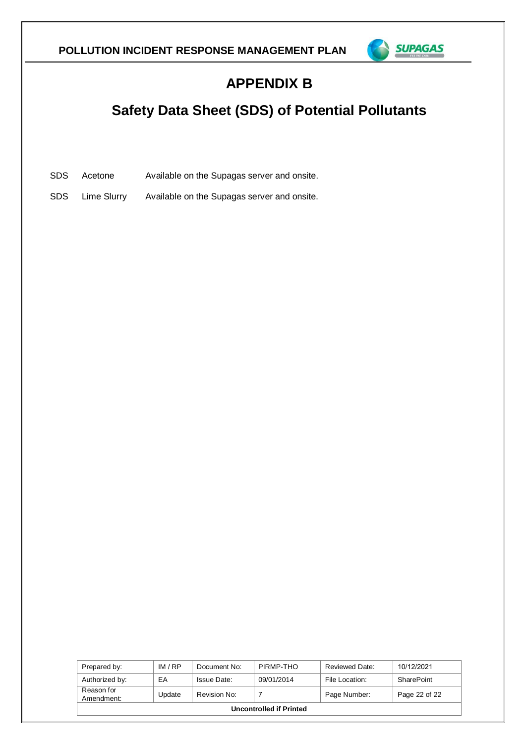# APPENDIX B

## Safety Data Sheet (SDS) of Potential Pollutants

| | | |
|---|---|---|
| SDS | Acetone | Available on the Supagas server and onsite. |
| SDS | Lime Slurry | Available on the Supagas server and onsite. |